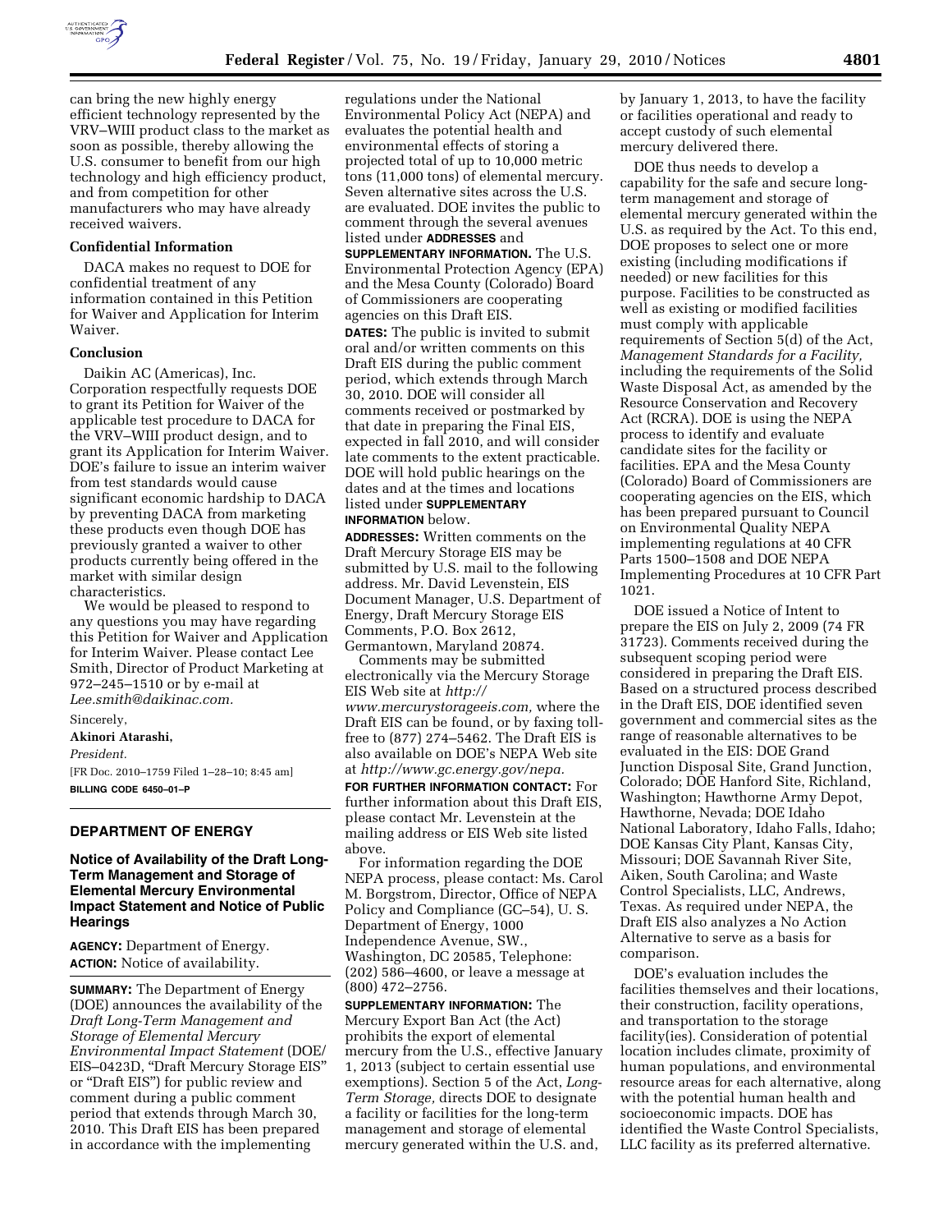can bring the new highly energy efficient technology represented by the VRV–WIII product class to the market as soon as possible, thereby allowing the U.S. consumer to benefit from our high technology and high efficiency product, and from competition for other manufacturers who may have already received waivers.

**Confidential Information**

DACA makes no request to DOE for confidential treatment of any information contained in this Petition for Waiver and Application for Interim Waiver.

**Conclusion**

Daikin AC (Americas), Inc. Corporation respectfully requests DOE to grant its Petition for Waiver of the applicable test procedure to DACA for the VRV–WIII product design, and to grant its Application for Interim Waiver. DOE's failure to issue an interim waiver from test standards would cause significant economic hardship to DACA by preventing DACA from marketing these products even though DOE has previously granted a waiver to other products currently being offered in the market with similar design characteristics.

We would be pleased to respond to any questions you may have regarding this Petition for Waiver and Application for Interim Waiver. Please contact Lee Smith, Director of Product Marketing at 972–245–1510 or by e-mail at *Lee.smith@daikinac.com.*

Sincerely,

**Akinori Atarashi,**

*President.*

[FR Doc. 2010–1759 Filed 1–28–10; 8:45 am]

**BILLING CODE 6450–01–P**

## DEPARTMENT OF ENERGY

### Notice of Availability of the Draft Long-Term Management and Storage of Elemental Mercury Environmental Impact Statement and Notice of Public Hearings

**AGENCY:** Department of Energy.

**ACTION:** Notice of availability.

**SUMMARY:** The Department of Energy (DOE) announces the availability of the *Draft Long-Term Management and Storage of Elemental Mercury Environmental Impact Statement* (DOE/EIS–0423D, "Draft Mercury Storage EIS" or "Draft EIS") for public review and comment during a public comment period that extends through March 30, 2010. This Draft EIS has been prepared in accordance with the implementing regulations under the National Environmental Policy Act (NEPA) and evaluates the potential health and environmental effects of storing a projected total of up to 10,000 metric tons (11,000 tons) of elemental mercury. Seven alternative sites across the U.S. are evaluated. DOE invites the public to comment through the several avenues listed under **ADDRESSES** and **SUPPLEMENTARY INFORMATION.** The U.S. Environmental Protection Agency (EPA) and the Mesa County (Colorado) Board of Commissioners are cooperating agencies on this Draft EIS.

**DATES:** The public is invited to submit oral and/or written comments on this Draft EIS during the public comment period, which extends through March 30, 2010. DOE will consider all comments received or postmarked by that date in preparing the Final EIS, expected in fall 2010, and will consider late comments to the extent practicable. DOE will hold public hearings on the dates and at the times and locations listed under **SUPPLEMENTARY INFORMATION** below.

**ADDRESSES:** Written comments on the Draft Mercury Storage EIS may be submitted by U.S. mail to the following address. Mr. David Levenstein, EIS Document Manager, U.S. Department of Energy, Draft Mercury Storage EIS Comments, P.O. Box 2612, Germantown, Maryland 20874.

Comments may be submitted electronically via the Mercury Storage EIS Web site at *http://www.mercurystorageeis.com,* where the Draft EIS can be found, or by faxing toll-free to (877) 274–5462. The Draft EIS is also available on DOE's NEPA Web site at *http://www.gc.energy.gov/nepa.*

**FOR FURTHER INFORMATION CONTACT:** For further information about this Draft EIS, please contact Mr. Levenstein at the mailing address or EIS Web site listed above.

For information regarding the DOE NEPA process, please contact: Ms. Carol M. Borgstrom, Director, Office of NEPA Policy and Compliance (GC–54), U. S. Department of Energy, 1000 Independence Avenue, SW., Washington, DC 20585, Telephone: (202) 586–4600, or leave a message at (800) 472–2756.

**SUPPLEMENTARY INFORMATION:** The Mercury Export Ban Act (the Act) prohibits the export of elemental mercury from the U.S., effective January 1, 2013 (subject to certain essential use exemptions). Section 5 of the Act, *Long-Term Storage,* directs DOE to designate a facility or facilities for the long-term management and storage of elemental mercury generated within the U.S. and, by January 1, 2013, to have the facility or facilities operational and ready to accept custody of such elemental mercury delivered there.

DOE thus needs to develop a capability for the safe and secure long-term management and storage of elemental mercury generated within the U.S. as required by the Act. To this end, DOE proposes to select one or more existing (including modifications if needed) or new facilities for this purpose. Facilities to be constructed as well as existing or modified facilities must comply with applicable requirements of Section 5(d) of the Act, *Management Standards for a Facility,* including the requirements of the Solid Waste Disposal Act, as amended by the Resource Conservation and Recovery Act (RCRA). DOE is using the NEPA process to identify and evaluate candidate sites for the facility or facilities. EPA and the Mesa County (Colorado) Board of Commissioners are cooperating agencies on the EIS, which has been prepared pursuant to Council on Environmental Quality NEPA implementing regulations at 40 CFR Parts 1500–1508 and DOE NEPA Implementing Procedures at 10 CFR Part 1021.

DOE issued a Notice of Intent to prepare the EIS on July 2, 2009 (74 FR 31723). Comments received during the subsequent scoping period were considered in preparing the Draft EIS. Based on a structured process described in the Draft EIS, DOE identified seven government and commercial sites as the range of reasonable alternatives to be evaluated in the EIS: DOE Grand Junction Disposal Site, Grand Junction, Colorado; DOE Hanford Site, Richland, Washington; Hawthorne Army Depot, Hawthorne, Nevada; DOE Idaho National Laboratory, Idaho Falls, Idaho; DOE Kansas City Plant, Kansas City, Missouri; DOE Savannah River Site, Aiken, South Carolina; and Waste Control Specialists, LLC, Andrews, Texas. As required under NEPA, the Draft EIS also analyzes a No Action Alternative to serve as a basis for comparison.

DOE's evaluation includes the facilities themselves and their locations, their construction, facility operations, and transportation to the storage facility(ies). Consideration of potential location includes climate, proximity of human populations, and environmental resource areas for each alternative, along with the potential human health and socioeconomic impacts. DOE has identified the Waste Control Specialists, LLC facility as its preferred alternative.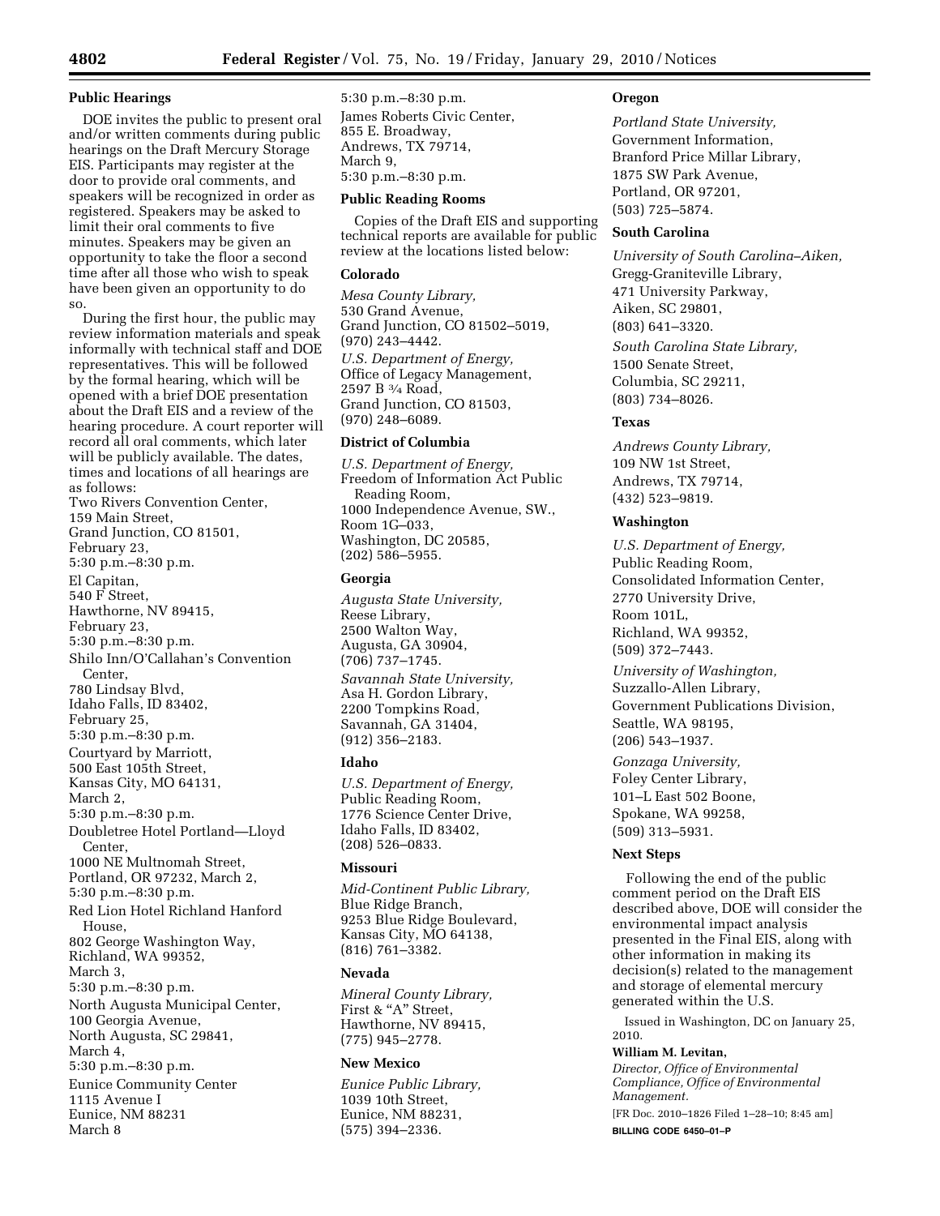### Public Hearings

DOE invites the public to present oral and/or written comments during public hearings on the Draft Mercury Storage EIS. Participants may register at the door to provide oral comments, and speakers will be recognized in order as registered. Speakers may be asked to limit their oral comments to five minutes. Speakers may be given an opportunity to take the floor a second time after all those who wish to speak have been given an opportunity to do so.

During the first hour, the public may review information materials and speak informally with technical staff and DOE representatives. This will be followed by the formal hearing, which will be opened with a brief DOE presentation about the Draft EIS and a review of the hearing procedure. A court reporter will record all oral comments, which later will be publicly available. The dates, times and locations of all hearings are as follows:

Two Rivers Convention Center,
159 Main Street,
Grand Junction, CO 81501,
February 23,
5:30 p.m.–8:30 p.m.

El Capitan,
540 F Street,
Hawthorne, NV 89415,
February 23,
5:30 p.m.–8:30 p.m.

Shilo Inn/O'Callahan's Convention Center,
780 Lindsay Blvd,
Idaho Falls, ID 83402,
February 25,
5:30 p.m.–8:30 p.m.

Courtyard by Marriott,
500 East 105th Street,
Kansas City, MO 64131,
March 2,
5:30 p.m.–8:30 p.m.

Doubletree Hotel Portland—Lloyd Center,
1000 NE Multnomah Street,
Portland, OR 97232, March 2,
5:30 p.m.–8:30 p.m.

Red Lion Hotel Richland Hanford House,
802 George Washington Way,
Richland, WA 99352,
March 3,
5:30 p.m.–8:30 p.m.

North Augusta Municipal Center,
100 Georgia Avenue,
North Augusta, SC 29841,
March 4,
5:30 p.m.–8:30 p.m.

Eunice Community Center
1115 Avenue I
Eunice, NM 88231
March 8
5:30 p.m.–8:30 p.m.

James Roberts Civic Center,
855 E. Broadway,
Andrews, TX 79714,
March 9,
5:30 p.m.–8:30 p.m.

### Public Reading Rooms

Copies of the Draft EIS and supporting technical reports are available for public review at the locations listed below:

#### Colorado

*Mesa County Library,*
530 Grand Avenue,
Grand Junction, CO 81502–5019,
(970) 243–4442.

*U.S. Department of Energy,*
Office of Legacy Management,
2597 B 3/4 Road,
Grand Junction, CO 81503,
(970) 248–6089.

#### District of Columbia

*U.S. Department of Energy,*
Freedom of Information Act Public Reading Room,
1000 Independence Avenue, SW.,
Room 1G–033,
Washington, DC 20585,
(202) 586–5955.

#### Georgia

*Augusta State University,*
Reese Library,
2500 Walton Way,
Augusta, GA 30904,
(706) 737–1745.

*Savannah State University,*
Asa H. Gordon Library,
2200 Tompkins Road,
Savannah, GA 31404,
(912) 356–2183.

#### Idaho

*U.S. Department of Energy,*
Public Reading Room,
1776 Science Center Drive,
Idaho Falls, ID 83402,
(208) 526–0833.

#### Missouri

*Mid-Continent Public Library,*
Blue Ridge Branch,
9253 Blue Ridge Boulevard,
Kansas City, MO 64138,
(816) 761–3382.

#### Nevada

*Mineral County Library,*
First & "A" Street,
Hawthorne, NV 89415,
(775) 945–2778.

#### New Mexico

*Eunice Public Library,*
1039 10th Street,
Eunice, NM 88231,
(575) 394–2336.

#### Oregon

*Portland State University,*
Government Information,
Branford Price Millar Library,
1875 SW Park Avenue,
Portland, OR 97201,
(503) 725–5874.

#### South Carolina

*University of South Carolina–Aiken,*
Gregg-Graniteville Library,
471 University Parkway,
Aiken, SC 29801,
(803) 641–3320.

*South Carolina State Library,*
1500 Senate Street,
Columbia, SC 29211,
(803) 734–8026.

#### Texas

*Andrews County Library,*
109 NW 1st Street,
Andrews, TX 79714,
(432) 523–9819.

#### Washington

*U.S. Department of Energy,*
Public Reading Room,
Consolidated Information Center,
2770 University Drive,
Room 101L,
Richland, WA 99352,
(509) 372–7443.

*University of Washington,*
Suzzallo-Allen Library,
Government Publications Division,
Seattle, WA 98195,
(206) 543–1937.

*Gonzaga University,*
Foley Center Library,
101–L East 502 Boone,
Spokane, WA 99258,
(509) 313–5931.

### Next Steps

Following the end of the public comment period on the Draft EIS described above, DOE will consider the environmental impact analysis presented in the Final EIS, along with other information in making its decision(s) related to the management and storage of elemental mercury generated within the U.S.

Issued in Washington, DC on January 25, 2010.

**William M. Levitan,**

*Director, Office of Environmental Compliance, Office of Environmental Management.*

[FR Doc. 2010–1826 Filed 1–28–10; 8:45 am]

**BILLING CODE 6450–01–P**